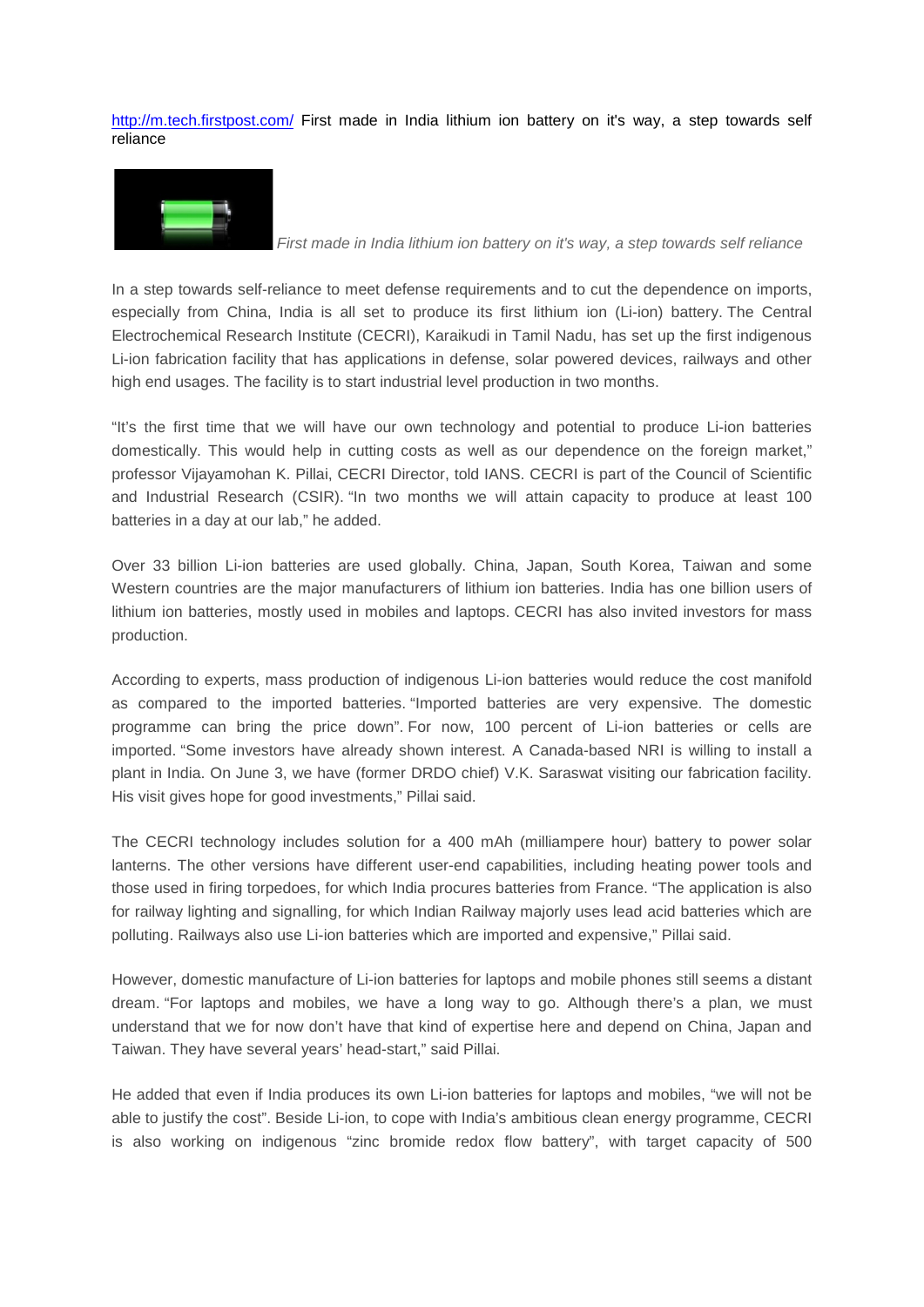http://m.tech.firstpost.com/ First made in India lithium ion battery on it's way, a step towards self reliance

*First made in India lithium ion battery on it's way, a step towards self reliance*

In a step towards self-reliance to meet defense requirements and to cut the dependence on imports, especially from China, India is all set to produce its first lithium ion (Li-ion) battery. The Central Electrochemical Research Institute (CECRI), Karaikudi in Tamil Nadu, has set up the first indigenous Li-ion fabrication facility that has applications in defense, solar powered devices, railways and other high end usages. The facility is to start industrial level production in two months.

"It's the first time that we will have our own technology and potential to produce Li-ion batteries domestically. This would help in cutting costs as well as our dependence on the foreign market," professor Vijayamohan K. Pillai, CECRI Director, told IANS. CECRI is part of the Council of Scientific and Industrial Research (CSIR). "In two months we will attain capacity to produce at least 100 batteries in a day at our lab," he added.

Over 33 billion Li-ion batteries are used globally. China, Japan, South Korea, Taiwan and some Western countries are the major manufacturers of lithium ion batteries. India has one billion users of lithium ion batteries, mostly used in mobiles and laptops. CECRI has also invited investors for mass production.

According to experts, mass production of indigenous Li-ion batteries would reduce the cost manifold as compared to the imported batteries. "Imported batteries are very expensive. The domestic programme can bring the price down". For now, 100 percent of Li-ion batteries or cells are imported. "Some investors have already shown interest. A Canada-based NRI is willing to install a plant in India. On June 3, we have (former DRDO chief) V.K. Saraswat visiting our fabrication facility. His visit gives hope for good investments," Pillai said.

The CECRI technology includes solution for a 400 mAh (milliampere hour) battery to power solar lanterns. The other versions have different user-end capabilities, including heating power tools and those used in firing torpedoes, for which India procures batteries from France. "The application is also for railway lighting and signalling, for which Indian Railway majorly uses lead acid batteries which are polluting. Railways also use Li-ion batteries which are imported and expensive," Pillai said.

However, domestic manufacture of Li-ion batteries for laptops and mobile phones still seems a distant dream. "For laptops and mobiles, we have a long way to go. Although there's a plan, we must understand that we for now don't have that kind of expertise here and depend on China, Japan and Taiwan. They have several years' head-start," said Pillai.

He added that even if India produces its own Li-ion batteries for laptops and mobiles, "we will not be able to justify the cost". Beside Li-ion, to cope with India's ambitious clean energy programme, CECRI is also working on indigenous "zinc bromide redox flow battery", with target capacity of 500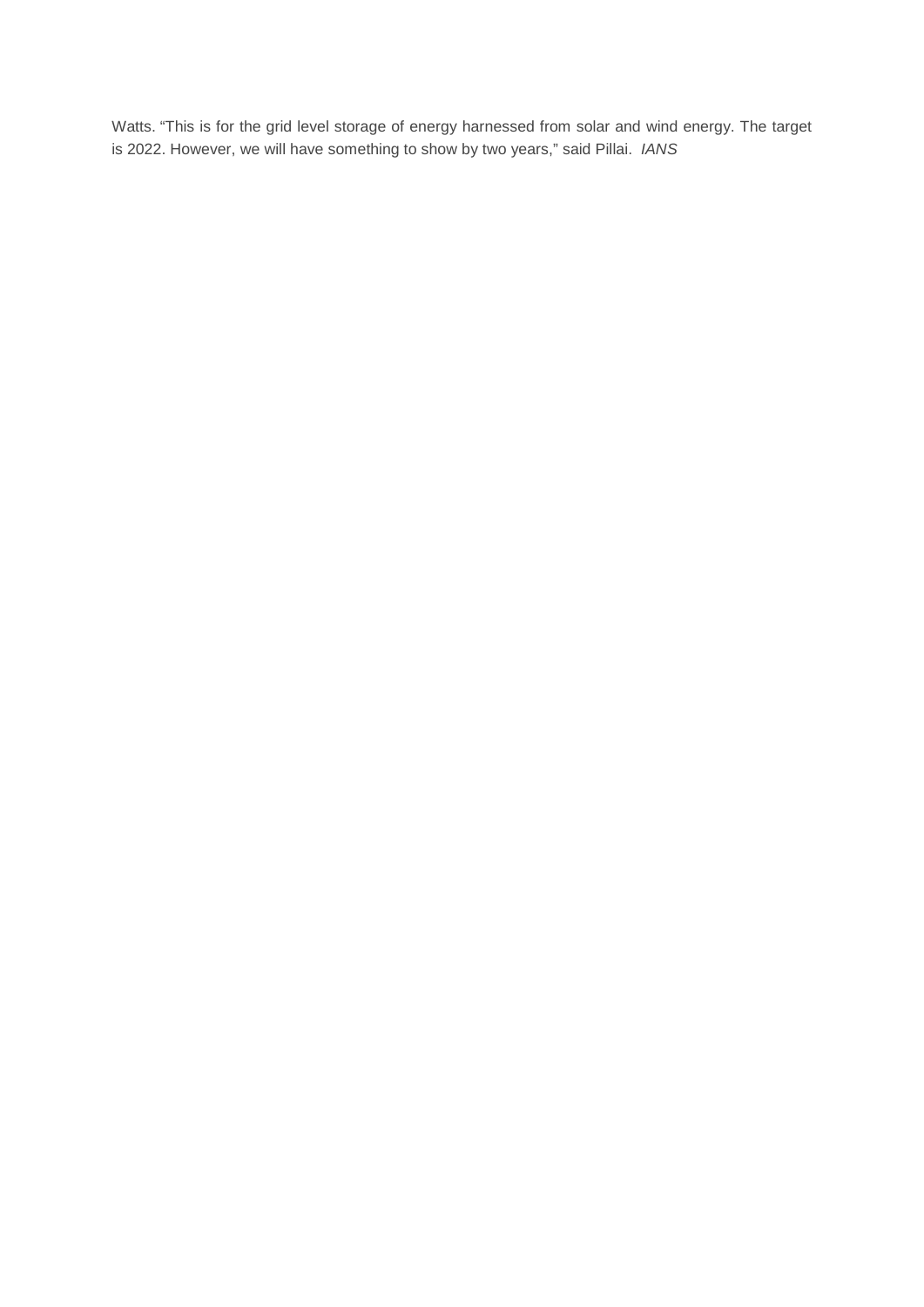Watts. “This is for the grid level storage of energy harnessed from solar and wind energy. The target is 2022. However, we will have something to show by two years,” said Pillai. *IANS*